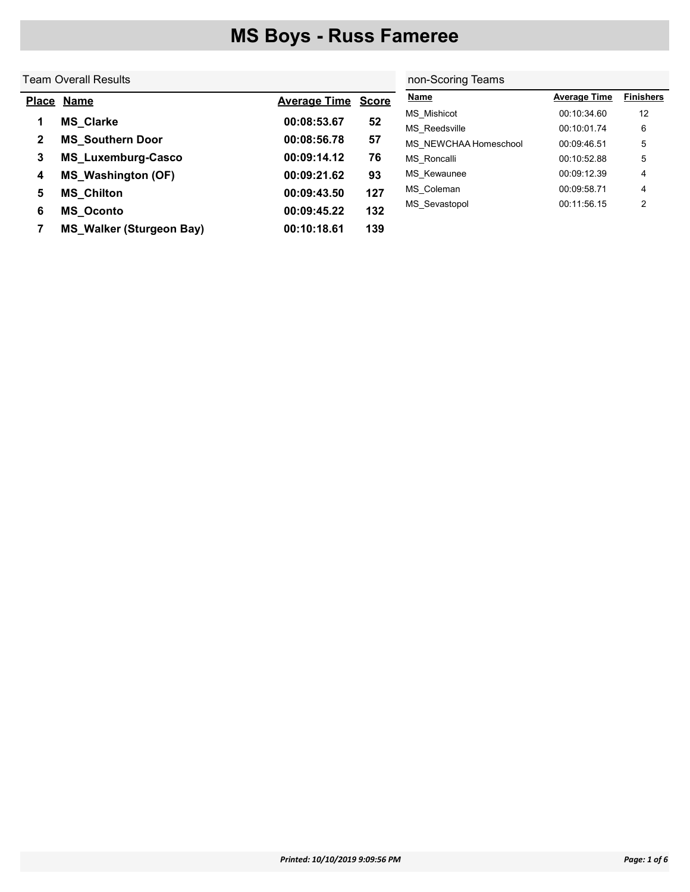# MS Boys - Russ Fameree

## Team Overall Results

| Place | Name | Average Time | Score |
|---|---|---|---|
| 1 | MS_Clarke | 00:08:53.67 | 52 |
| 2 | MS_Southern Door | 00:08:56.78 | 57 |
| 3 | MS_Luxemburg-Casco | 00:09:14.12 | 76 |
| 4 | MS_Washington (OF) | 00:09:21.62 | 93 |
| 5 | MS_Chilton | 00:09:43.50 | 127 |
| 6 | MS_Oconto | 00:09:45.22 | 132 |
| 7 | MS_Walker (Sturgeon Bay) | 00:10:18.61 | 139 |

## non-Scoring Teams

| Name | Average Time | Finishers |
|---|---|---|
| MS_Mishicot | 00:10:34.60 | 12 |
| MS_Reedsville | 00:10:01.74 | 6 |
| MS_NEWCHAA Homeschool | 00:09:46.51 | 5 |
| MS_Roncalli | 00:10:52.88 | 5 |
| MS_Kewaunee | 00:09:12.39 | 4 |
| MS_Coleman | 00:09:58.71 | 4 |
| MS_Sevastopol | 00:11:56.15 | 2 |

*Printed: 10/10/2019 9:09:56 PM*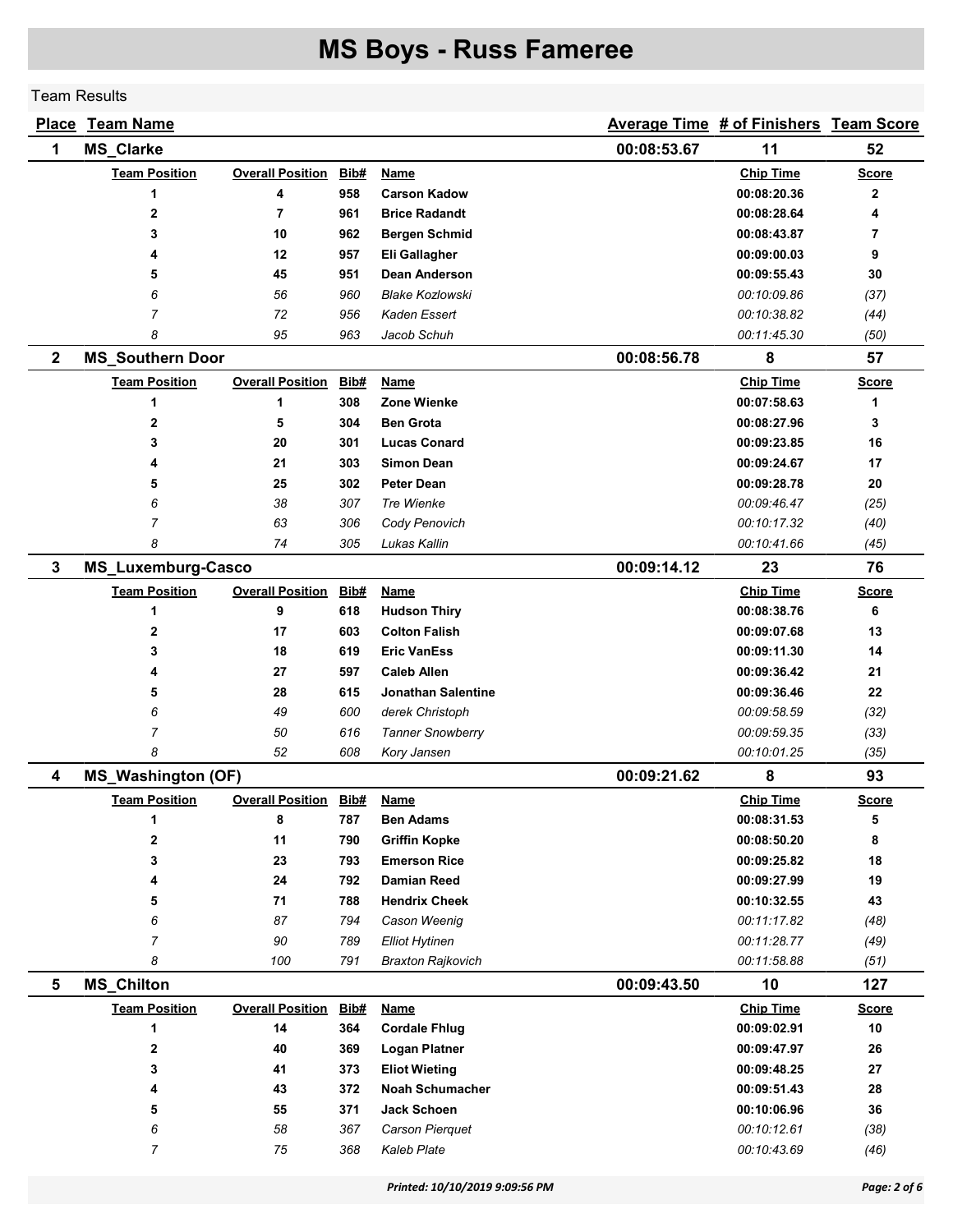# MS Boys - Russ Fameree

Team Results

| Place | Team Name | Average Time | # of Finishers | Team Score |
|---|---|---|---|---|
| 1 | MS_Clarke | 00:08:53.67 | 11 | 52 |

| Team Position | Overall Position | Bib# | Name | Chip Time | Score |
|---|---|---|---|---|---|
| **1** | **4** | **958** | **Carson Kadow** | **00:08:20.36** | **2** |
| **2** | **7** | **961** | **Brice Radandt** | **00:08:28.64** | **4** |
| **3** | **10** | **962** | **Bergen Schmid** | **00:08:43.87** | **7** |
| **4** | **12** | **957** | **Eli Gallagher** | **00:09:00.03** | **9** |
| **5** | **45** | **951** | **Dean Anderson** | **00:09:55.43** | **30** |
| *6* | *56* | *960* | *Blake Kozlowski* | *00:10:09.86* | *(37)* |
| *7* | *72* | *956* | *Kaden Essert* | *00:10:38.82* | *(44)* |
| *8* | *95* | *963* | *Jacob Schuh* | *00:11:45.30* | *(50)* |

| Place | Team Name | Average Time | # of Finishers | Team Score |
|---|---|---|---|---|
| 2 | MS_Southern Door | 00:08:56.78 | 8 | 57 |

| Team Position | Overall Position | Bib# | Name | Chip Time | Score |
|---|---|---|---|---|---|
| **1** | **1** | **308** | **Zone Wienke** | **00:07:58.63** | **1** |
| **2** | **5** | **304** | **Ben Grota** | **00:08:27.96** | **3** |
| **3** | **20** | **301** | **Lucas Conard** | **00:09:23.85** | **16** |
| **4** | **21** | **303** | **Simon Dean** | **00:09:24.67** | **17** |
| **5** | **25** | **302** | **Peter Dean** | **00:09:28.78** | **20** |
| *6* | *38* | *307* | *Tre Wienke* | *00:09:46.47* | *(25)* |
| *7* | *63* | *306* | *Cody Penovich* | *00:10:17.32* | *(40)* |
| *8* | *74* | *305* | *Lukas Kallin* | *00:10:41.66* | *(45)* |

| Place | Team Name | Average Time | # of Finishers | Team Score |
|---|---|---|---|---|
| 3 | MS_Luxemburg-Casco | 00:09:14.12 | 23 | 76 |

| Team Position | Overall Position | Bib# | Name | Chip Time | Score |
|---|---|---|---|---|---|
| **1** | **9** | **618** | **Hudson Thiry** | **00:08:38.76** | **6** |
| **2** | **17** | **603** | **Colton Falish** | **00:09:07.68** | **13** |
| **3** | **18** | **619** | **Eric VanEss** | **00:09:11.30** | **14** |
| **4** | **27** | **597** | **Caleb Allen** | **00:09:36.42** | **21** |
| **5** | **28** | **615** | **Jonathan Salentine** | **00:09:36.46** | **22** |
| *6* | *49* | *600* | *derek Christoph* | *00:09:58.59* | *(32)* |
| *7* | *50* | *616* | *Tanner Snowberry* | *00:09:59.35* | *(33)* |
| *8* | *52* | *608* | *Kory Jansen* | *00:10:01.25* | *(35)* |

| Place | Team Name | Average Time | # of Finishers | Team Score |
|---|---|---|---|---|
| 4 | MS_Washington (OF) | 00:09:21.62 | 8 | 93 |

| Team Position | Overall Position | Bib# | Name | Chip Time | Score |
|---|---|---|---|---|---|
| **1** | **8** | **787** | **Ben Adams** | **00:08:31.53** | **5** |
| **2** | **11** | **790** | **Griffin Kopke** | **00:08:50.20** | **8** |
| **3** | **23** | **793** | **Emerson Rice** | **00:09:25.82** | **18** |
| **4** | **24** | **792** | **Damian Reed** | **00:09:27.99** | **19** |
| **5** | **71** | **788** | **Hendrix Cheek** | **00:10:32.55** | **43** |
| *6* | *87* | *794* | *Cason Weenig* | *00:11:17.82* | *(48)* |
| *7* | *90* | *789* | *Elliot Hytinen* | *00:11:28.77* | *(49)* |
| *8* | *100* | *791* | *Braxton Rajkovich* | *00:11:58.88* | *(51)* |

| Place | Team Name | Average Time | # of Finishers | Team Score |
|---|---|---|---|---|
| 5 | MS_Chilton | 00:09:43.50 | 10 | 127 |

| Team Position | Overall Position | Bib# | Name | Chip Time | Score |
|---|---|---|---|---|---|
| **1** | **14** | **364** | **Cordale Fhlug** | **00:09:02.91** | **10** |
| **2** | **40** | **369** | **Logan Platner** | **00:09:47.97** | **26** |
| **3** | **41** | **373** | **Eliot Wieting** | **00:09:48.25** | **27** |
| **4** | **43** | **372** | **Noah Schumacher** | **00:09:51.43** | **28** |
| **5** | **55** | **371** | **Jack Schoen** | **00:10:06.96** | **36** |
| *6* | *58* | *367* | *Carson Pierquet* | *00:10:12.61* | *(38)* |
| *7* | *75* | *368* | *Kaleb Plate* | *00:10:43.69* | *(46)* |

*Printed: 10/10/2019 9:09:56 PM*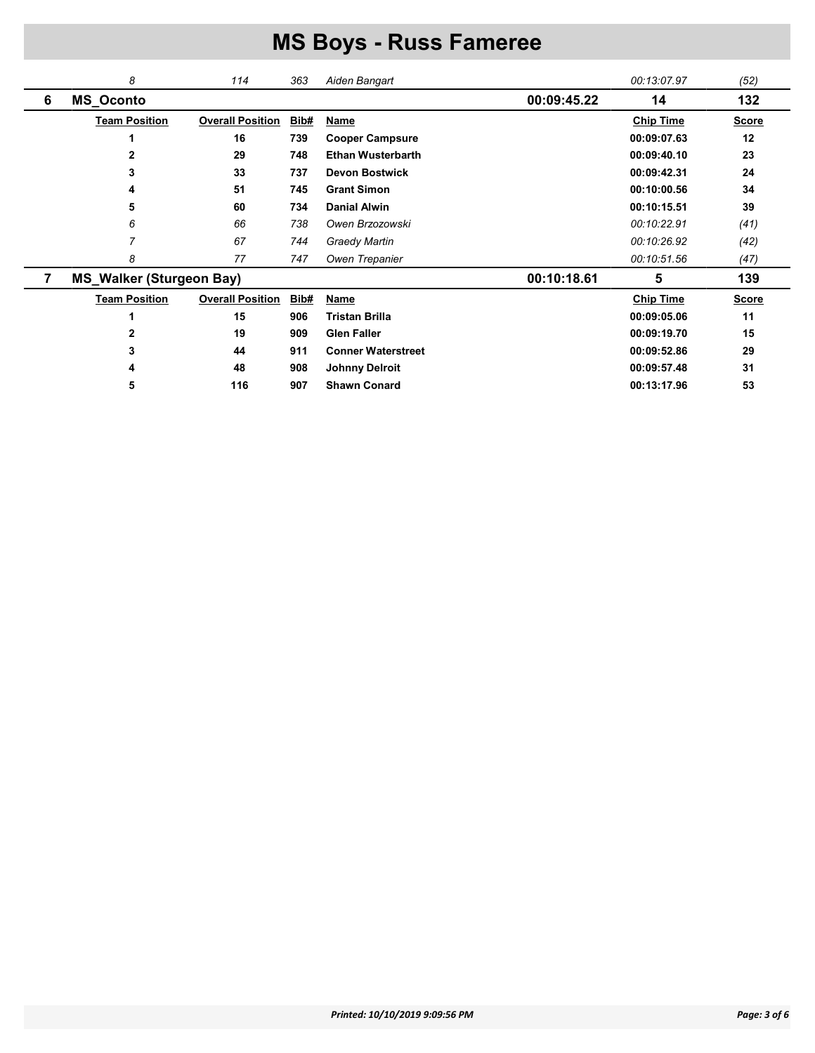# MS Boys - Russ Fameree

| | Team Position | Overall Position | Bib# | Name | | Chip Time | Score |
|---|---|---|---|---|---|---|---|
| | *8* | *114* | *363* | *Aiden Bangart* | | *00:13:07.97* | *(52)* |
| **6** | **MS_Oconto** | | | | **00:09:45.22** | **14** | **132** |
| | **Team Position** | **Overall Position** | **Bib#** | **Name** | | **Chip Time** | **Score** |
| | **1** | **16** | **739** | **Cooper Campsure** | | **00:09:07.63** | **12** |
| | **2** | **29** | **748** | **Ethan Wusterbarth** | | **00:09:40.10** | **23** |
| | **3** | **33** | **737** | **Devon Bostwick** | | **00:09:42.31** | **24** |
| | **4** | **51** | **745** | **Grant Simon** | | **00:10:00.56** | **34** |
| | **5** | **60** | **734** | **Danial Alwin** | | **00:10:15.51** | **39** |
| | *6* | *66* | *738* | *Owen Brzozowski* | | *00:10:22.91* | *(41)* |
| | *7* | *67* | *744* | *Graedy Martin* | | *00:10:26.92* | *(42)* |
| | *8* | *77* | *747* | *Owen Trepanier* | | *00:10:51.56* | *(47)* |
| **7** | **MS_Walker (Sturgeon Bay)** | | | | **00:10:18.61** | **5** | **139** |
| | **Team Position** | **Overall Position** | **Bib#** | **Name** | | **Chip Time** | **Score** |
| | **1** | **15** | **906** | **Tristan Brilla** | | **00:09:05.06** | **11** |
| | **2** | **19** | **909** | **Glen Faller** | | **00:09:19.70** | **15** |
| | **3** | **44** | **911** | **Conner Waterstreet** | | **00:09:52.86** | **29** |
| | **4** | **48** | **908** | **Johnny Delroit** | | **00:09:57.48** | **31** |
| | **5** | **116** | **907** | **Shawn Conard** | | **00:13:17.96** | **53** |

*Printed: 10/10/2019 9:09:56 PM*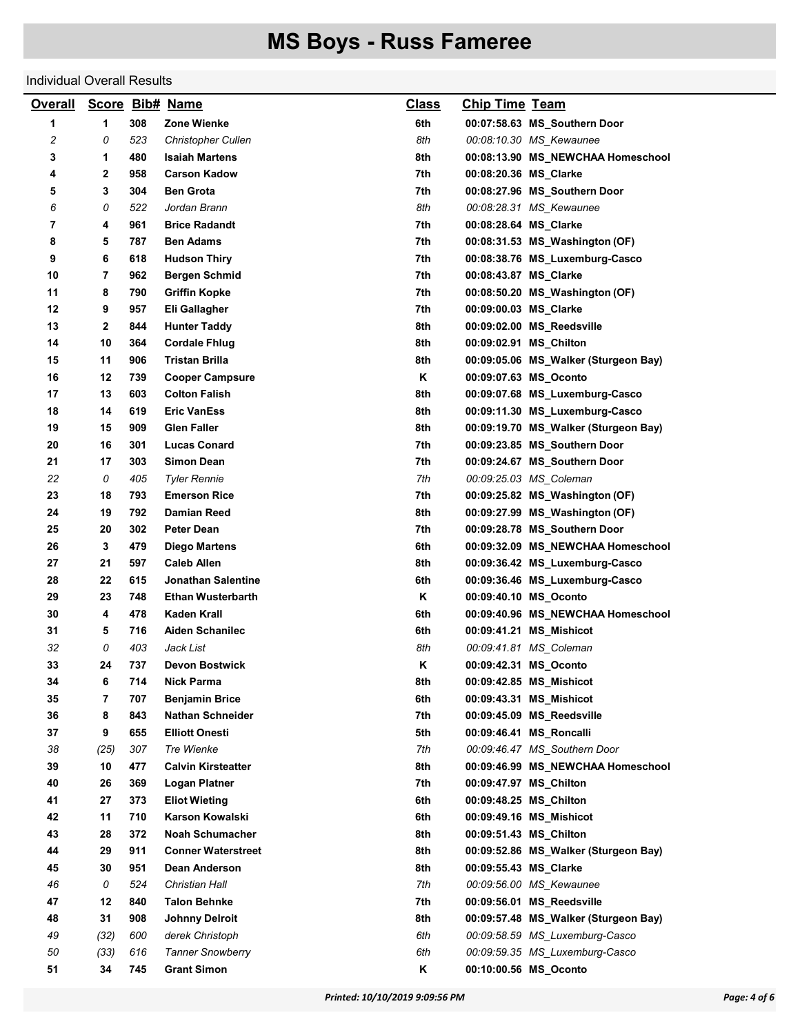# MS Boys - Russ Fameree

Individual Overall Results

| Overall | Score | Bib# | Name | Class | Chip Time | Team |
|---|---|---|---|---|---|---|
| 1 | 1 | 308 | Zone Wienke | 6th | 00:07:58.63 | MS_Southern Door |
| 2 | 0 | 523 | Christopher Cullen | 8th | 00:08:10.30 | MS_Kewaunee |
| 3 | 1 | 480 | Isaiah Martens | 8th | 00:08:13.90 | MS_NEWCHAA Homeschool |
| 4 | 2 | 958 | Carson Kadow | 7th | 00:08:20.36 | MS_Clarke |
| 5 | 3 | 304 | Ben Grota | 7th | 00:08:27.96 | MS_Southern Door |
| 6 | 0 | 522 | Jordan Brann | 8th | 00:08:28.31 | MS_Kewaunee |
| 7 | 4 | 961 | Brice Radandt | 7th | 00:08:28.64 | MS_Clarke |
| 8 | 5 | 787 | Ben Adams | 7th | 00:08:31.53 | MS_Washington (OF) |
| 9 | 6 | 618 | Hudson Thiry | 7th | 00:08:38.76 | MS_Luxemburg-Casco |
| 10 | 7 | 962 | Bergen Schmid | 7th | 00:08:43.87 | MS_Clarke |
| 11 | 8 | 790 | Griffin Kopke | 7th | 00:08:50.20 | MS_Washington (OF) |
| 12 | 9 | 957 | Eli Gallagher | 7th | 00:09:00.03 | MS_Clarke |
| 13 | 2 | 844 | Hunter Taddy | 8th | 00:09:02.00 | MS_Reedsville |
| 14 | 10 | 364 | Cordale Fhlug | 8th | 00:09:02.91 | MS_Chilton |
| 15 | 11 | 906 | Tristan Brilla | 8th | 00:09:05.06 | MS_Walker (Sturgeon Bay) |
| 16 | 12 | 739 | Cooper Campsure | K | 00:09:07.63 | MS_Oconto |
| 17 | 13 | 603 | Colton Falish | 8th | 00:09:07.68 | MS_Luxemburg-Casco |
| 18 | 14 | 619 | Eric VanEss | 8th | 00:09:11.30 | MS_Luxemburg-Casco |
| 19 | 15 | 909 | Glen Faller | 8th | 00:09:19.70 | MS_Walker (Sturgeon Bay) |
| 20 | 16 | 301 | Lucas Conard | 7th | 00:09:23.85 | MS_Southern Door |
| 21 | 17 | 303 | Simon Dean | 7th | 00:09:24.67 | MS_Southern Door |
| 22 | 0 | 405 | Tyler Rennie | 7th | 00:09:25.03 | MS_Coleman |
| 23 | 18 | 793 | Emerson Rice | 7th | 00:09:25.82 | MS_Washington (OF) |
| 24 | 19 | 792 | Damian Reed | 8th | 00:09:27.99 | MS_Washington (OF) |
| 25 | 20 | 302 | Peter Dean | 7th | 00:09:28.78 | MS_Southern Door |
| 26 | 3 | 479 | Diego Martens | 6th | 00:09:32.09 | MS_NEWCHAA Homeschool |
| 27 | 21 | 597 | Caleb Allen | 8th | 00:09:36.42 | MS_Luxemburg-Casco |
| 28 | 22 | 615 | Jonathan Salentine | 6th | 00:09:36.46 | MS_Luxemburg-Casco |
| 29 | 23 | 748 | Ethan Wusterbarth | K | 00:09:40.10 | MS_Oconto |
| 30 | 4 | 478 | Kaden Krall | 6th | 00:09:40.96 | MS_NEWCHAA Homeschool |
| 31 | 5 | 716 | Aiden Schanilec | 6th | 00:09:41.21 | MS_Mishicot |
| 32 | 0 | 403 | Jack List | 8th | 00:09:41.81 | MS_Coleman |
| 33 | 24 | 737 | Devon Bostwick | K | 00:09:42.31 | MS_Oconto |
| 34 | 6 | 714 | Nick Parma | 8th | 00:09:42.85 | MS_Mishicot |
| 35 | 7 | 707 | Benjamin Brice | 6th | 00:09:43.31 | MS_Mishicot |
| 36 | 8 | 843 | Nathan Schneider | 7th | 00:09:45.09 | MS_Reedsville |
| 37 | 9 | 655 | Elliott Onesti | 5th | 00:09:46.41 | MS_Roncalli |
| 38 | (25) | 307 | Tre Wienke | 7th | 00:09:46.47 | MS_Southern Door |
| 39 | 10 | 477 | Calvin Kirsteatter | 8th | 00:09:46.99 | MS_NEWCHAA Homeschool |
| 40 | 26 | 369 | Logan Platner | 7th | 00:09:47.97 | MS_Chilton |
| 41 | 27 | 373 | Eliot Wieting | 6th | 00:09:48.25 | MS_Chilton |
| 42 | 11 | 710 | Karson Kowalski | 6th | 00:09:49.16 | MS_Mishicot |
| 43 | 28 | 372 | Noah Schumacher | 8th | 00:09:51.43 | MS_Chilton |
| 44 | 29 | 911 | Conner Waterstreet | 8th | 00:09:52.86 | MS_Walker (Sturgeon Bay) |
| 45 | 30 | 951 | Dean Anderson | 8th | 00:09:55.43 | MS_Clarke |
| 46 | 0 | 524 | Christian Hall | 7th | 00:09:56.00 | MS_Kewaunee |
| 47 | 12 | 840 | Talon Behnke | 7th | 00:09:56.01 | MS_Reedsville |
| 48 | 31 | 908 | Johnny Delroit | 8th | 00:09:57.48 | MS_Walker (Sturgeon Bay) |
| 49 | (32) | 600 | derek Christoph | 6th | 00:09:58.59 | MS_Luxemburg-Casco |
| 50 | (33) | 616 | Tanner Snowberry | 6th | 00:09:59.35 | MS_Luxemburg-Casco |
| 51 | 34 | 745 | Grant Simon | K | 00:10:00.56 | MS_Oconto |

Printed: 10/10/2019 9:09:56 PM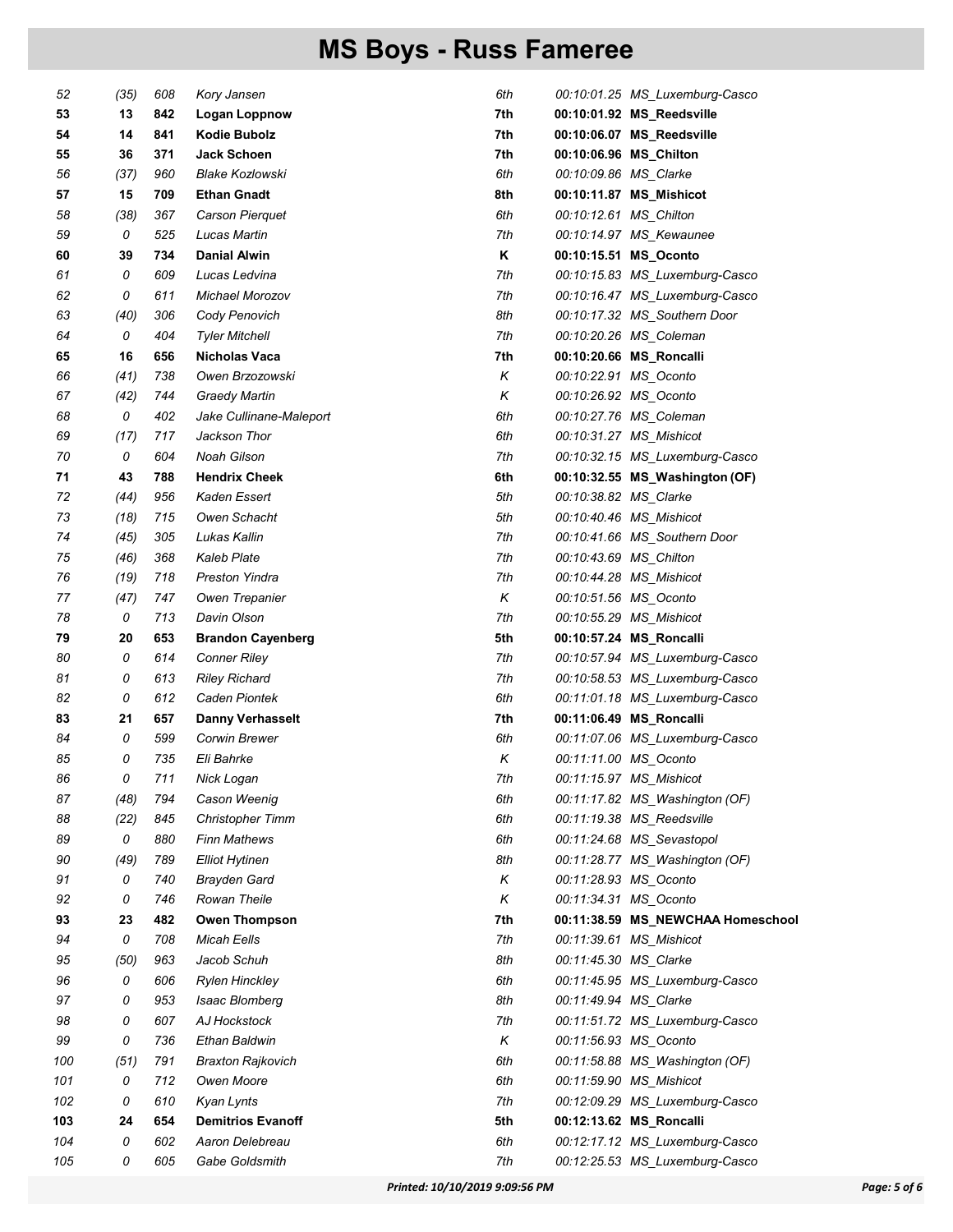# MS Boys - Russ Fameree

| | | | | | | |
|---|---|---|---|---|---|---|
| *52* | *(35)* | *608* | *Kory Jansen* | *6th* | *00:10:01.25* | *MS_Luxemburg-Casco* |
| **53** | **13** | **842** | **Logan Loppnow** | **7th** | **00:10:01.92** | **MS_Reedsville** |
| **54** | **14** | **841** | **Kodie Bubolz** | **7th** | **00:10:06.07** | **MS_Reedsville** |
| **55** | **36** | **371** | **Jack Schoen** | **7th** | **00:10:06.96** | **MS_Chilton** |
| *56* | *(37)* | *960* | *Blake Kozlowski* | *6th* | *00:10:09.86* | *MS_Clarke* |
| **57** | **15** | **709** | **Ethan Gnadt** | **8th** | **00:10:11.87** | **MS_Mishicot** |
| *58* | *(38)* | *367* | *Carson Pierquet* | *6th* | *00:10:12.61* | *MS_Chilton* |
| *59* | *0* | *525* | *Lucas Martin* | *7th* | *00:10:14.97* | *MS_Kewaunee* |
| **60** | **39** | **734** | **Danial Alwin** | **K** | **00:10:15.51** | **MS_Oconto** |
| *61* | *0* | *609* | *Lucas Ledvina* | *7th* | *00:10:15.83* | *MS_Luxemburg-Casco* |
| *62* | *0* | *611* | *Michael Morozov* | *7th* | *00:10:16.47* | *MS_Luxemburg-Casco* |
| *63* | *(40)* | *306* | *Cody Penovich* | *8th* | *00:10:17.32* | *MS_Southern Door* |
| *64* | *0* | *404* | *Tyler Mitchell* | *7th* | *00:10:20.26* | *MS_Coleman* |
| **65** | **16** | **656** | **Nicholas Vaca** | **7th** | **00:10:20.66** | **MS_Roncalli** |
| *66* | *(41)* | *738* | *Owen Brzozowski* | *K* | *00:10:22.91* | *MS_Oconto* |
| *67* | *(42)* | *744* | *Graedy Martin* | *K* | *00:10:26.92* | *MS_Oconto* |
| *68* | *0* | *402* | *Jake Cullinane-Maleport* | *6th* | *00:10:27.76* | *MS_Coleman* |
| *69* | *(17)* | *717* | *Jackson Thor* | *6th* | *00:10:31.27* | *MS_Mishicot* |
| *70* | *0* | *604* | *Noah Gilson* | *7th* | *00:10:32.15* | *MS_Luxemburg-Casco* |
| **71** | **43** | **788** | **Hendrix Cheek** | **6th** | **00:10:32.55** | **MS_Washington (OF)** |
| *72* | *(44)* | *956* | *Kaden Essert* | *5th* | *00:10:38.82* | *MS_Clarke* |
| *73* | *(18)* | *715* | *Owen Schacht* | *5th* | *00:10:40.46* | *MS_Mishicot* |
| *74* | *(45)* | *305* | *Lukas Kallin* | *7th* | *00:10:41.66* | *MS_Southern Door* |
| *75* | *(46)* | *368* | *Kaleb Plate* | *7th* | *00:10:43.69* | *MS_Chilton* |
| *76* | *(19)* | *718* | *Preston Yindra* | *7th* | *00:10:44.28* | *MS_Mishicot* |
| *77* | *(47)* | *747* | *Owen Trepanier* | *K* | *00:10:51.56* | *MS_Oconto* |
| *78* | *0* | *713* | *Davin Olson* | *7th* | *00:10:55.29* | *MS_Mishicot* |
| **79** | **20** | **653** | **Brandon Cayenberg** | **5th** | **00:10:57.24** | **MS_Roncalli** |
| *80* | *0* | *614* | *Conner Riley* | *7th* | *00:10:57.94* | *MS_Luxemburg-Casco* |
| *81* | *0* | *613* | *Riley Richard* | *7th* | *00:10:58.53* | *MS_Luxemburg-Casco* |
| *82* | *0* | *612* | *Caden Piontek* | *6th* | *00:11:01.18* | *MS_Luxemburg-Casco* |
| **83** | **21** | **657** | **Danny Verhasselt** | **7th** | **00:11:06.49** | **MS_Roncalli** |
| *84* | *0* | *599* | *Corwin Brewer* | *6th* | *00:11:07.06* | *MS_Luxemburg-Casco* |
| *85* | *0* | *735* | *Eli Bahrke* | *K* | *00:11:11.00* | *MS_Oconto* |
| *86* | *0* | *711* | *Nick Logan* | *7th* | *00:11:15.97* | *MS_Mishicot* |
| *87* | *(48)* | *794* | *Cason Weenig* | *6th* | *00:11:17.82* | *MS_Washington (OF)* |
| *88* | *(22)* | *845* | *Christopher Timm* | *6th* | *00:11:19.38* | *MS_Reedsville* |
| *89* | *0* | *880* | *Finn Mathews* | *6th* | *00:11:24.68* | *MS_Sevastopol* |
| *90* | *(49)* | *789* | *Elliot Hytinen* | *8th* | *00:11:28.77* | *MS_Washington (OF)* |
| *91* | *0* | *740* | *Brayden Gard* | *K* | *00:11:28.93* | *MS_Oconto* |
| *92* | *0* | *746* | *Rowan Theile* | *K* | *00:11:34.31* | *MS_Oconto* |
| **93** | **23** | **482** | **Owen Thompson** | **7th** | **00:11:38.59** | **MS_NEWCHAA Homeschool** |
| *94* | *0* | *708* | *Micah Eells* | *7th* | *00:11:39.61* | *MS_Mishicot* |
| *95* | *(50)* | *963* | *Jacob Schuh* | *8th* | *00:11:45.30* | *MS_Clarke* |
| *96* | *0* | *606* | *Rylen Hinckley* | *6th* | *00:11:45.95* | *MS_Luxemburg-Casco* |
| *97* | *0* | *953* | *Isaac Blomberg* | *8th* | *00:11:49.94* | *MS_Clarke* |
| *98* | *0* | *607* | *AJ Hockstock* | *7th* | *00:11:51.72* | *MS_Luxemburg-Casco* |
| *99* | *0* | *736* | *Ethan Baldwin* | *K* | *00:11:56.93* | *MS_Oconto* |
| *100* | *(51)* | *791* | *Braxton Rajkovich* | *6th* | *00:11:58.88* | *MS_Washington (OF)* |
| *101* | *0* | *712* | *Owen Moore* | *6th* | *00:11:59.90* | *MS_Mishicot* |
| *102* | *0* | *610* | *Kyan Lynts* | *7th* | *00:12:09.29* | *MS_Luxemburg-Casco* |
| **103** | **24** | **654** | **Demitrios Evanoff** | **5th** | **00:12:13.62** | **MS_Roncalli** |
| *104* | *0* | *602* | *Aaron Delebreau* | *6th* | *00:12:17.12* | *MS_Luxemburg-Casco* |
| *105* | *0* | *605* | *Gabe Goldsmith* | *7th* | *00:12:25.53* | *MS_Luxemburg-Casco* |

*Printed: 10/10/2019 9:09:56 PM*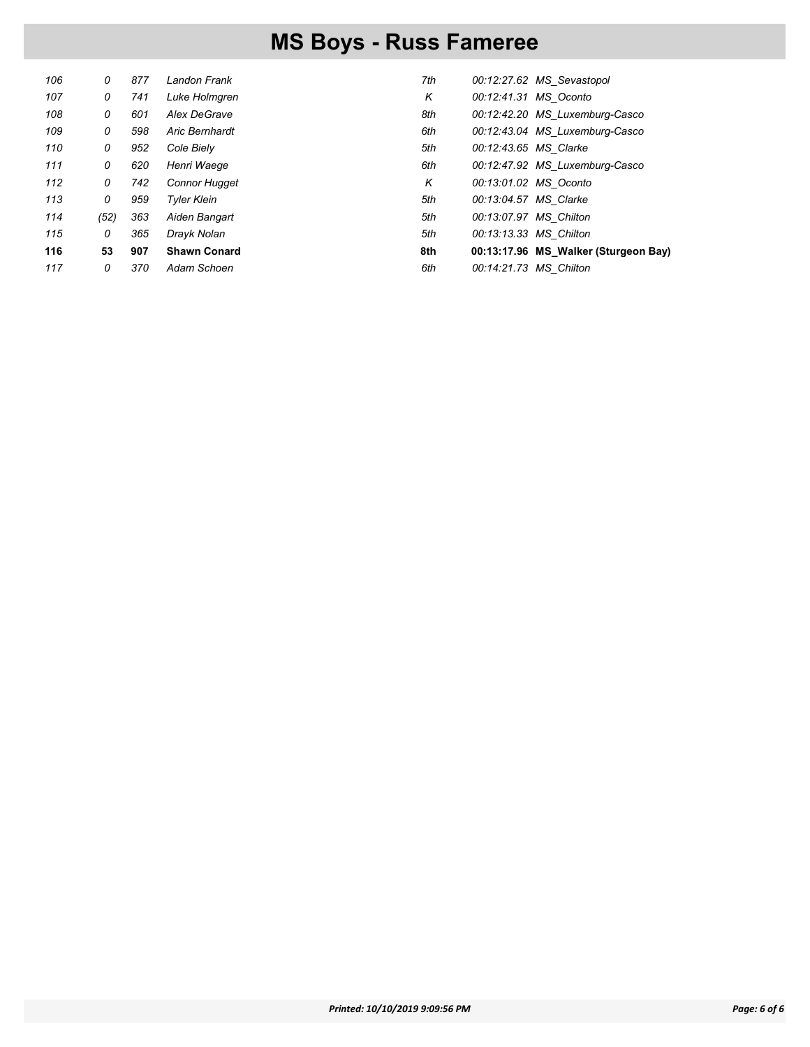# MS Boys - Russ Fameree

| | | | | | | |
|---|---|---|---|---|---|---|
| *106* | *0* | *877* | *Landon Frank* | *7th* | *00:12:27.62* | *MS_Sevastopol* |
| *107* | *0* | *741* | *Luke Holmgren* | *K* | *00:12:41.31* | *MS_Oconto* |
| *108* | *0* | *601* | *Alex DeGrave* | *8th* | *00:12:42.20* | *MS_Luxemburg-Casco* |
| *109* | *0* | *598* | *Aric Bernhardt* | *6th* | *00:12:43.04* | *MS_Luxemburg-Casco* |
| *110* | *0* | *952* | *Cole Biely* | *5th* | *00:12:43.65* | *MS_Clarke* |
| *111* | *0* | *620* | *Henri Waege* | *6th* | *00:12:47.92* | *MS_Luxemburg-Casco* |
| *112* | *0* | *742* | *Connor Hugget* | *K* | *00:13:01.02* | *MS_Oconto* |
| *113* | *0* | *959* | *Tyler Klein* | *5th* | *00:13:04.57* | *MS_Clarke* |
| *114* | *(52)* | *363* | *Aiden Bangart* | *5th* | *00:13:07.97* | *MS_Chilton* |
| *115* | *0* | *365* | *Drayk Nolan* | *5th* | *00:13:13.33* | *MS_Chilton* |
| **116** | **53** | **907** | **Shawn Conard** | **8th** | **00:13:17.96** | **MS_Walker (Sturgeon Bay)** |
| *117* | *0* | *370* | *Adam Schoen* | *6th* | *00:14:21.73* | *MS_Chilton* |

*Printed: 10/10/2019 9:09:56 PM*